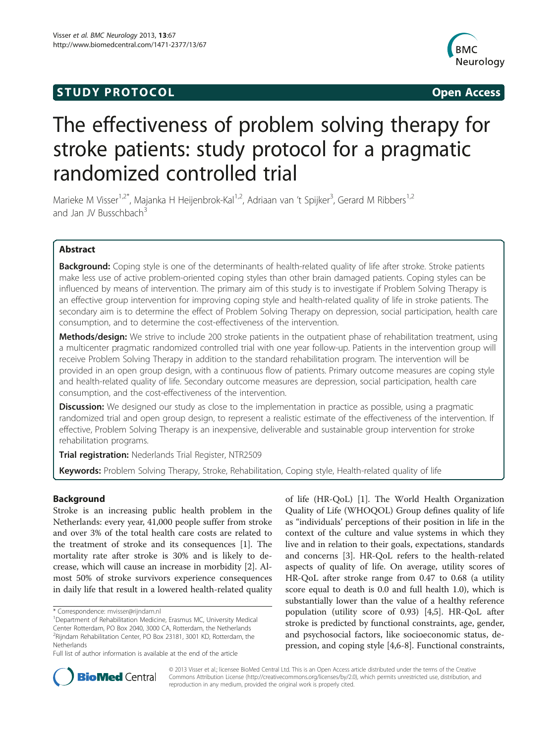**STUDY PROTOCOL** **Open Access**

# The effectiveness of problem solving therapy for stroke patients: study protocol for a pragmatic randomized controlled trial

Marieke M Visser[1,2*], Majanka H Heijenbrok-Kal[1,2], Adriaan van 't Spijker[3], Gerard M Ribbers[1,2] and Jan JV Busschbach[3]

## Abstract

**Background:** Coping style is one of the determinants of health-related quality of life after stroke. Stroke patients make less use of active problem-oriented coping styles than other brain damaged patients. Coping styles can be influenced by means of intervention. The primary aim of this study is to investigate if Problem Solving Therapy is an effective group intervention for improving coping style and health-related quality of life in stroke patients. The secondary aim is to determine the effect of Problem Solving Therapy on depression, social participation, health care consumption, and to determine the cost-effectiveness of the intervention.

**Methods/design:** We strive to include 200 stroke patients in the outpatient phase of rehabilitation treatment, using a multicenter pragmatic randomized controlled trial with one year follow-up. Patients in the intervention group will receive Problem Solving Therapy in addition to the standard rehabilitation program. The intervention will be provided in an open group design, with a continuous flow of patients. Primary outcome measures are coping style and health-related quality of life. Secondary outcome measures are depression, social participation, health care consumption, and the cost-effectiveness of the intervention.

**Discussion:** We designed our study as close to the implementation in practice as possible, using a pragmatic randomized trial and open group design, to represent a realistic estimate of the effectiveness of the intervention. If effective, Problem Solving Therapy is an inexpensive, deliverable and sustainable group intervention for stroke rehabilitation programs.

**Trial registration:** Nederlands Trial Register, NTR2509

**Keywords:** Problem Solving Therapy, Stroke, Rehabilitation, Coping style, Health-related quality of life

## Background

Stroke is an increasing public health problem in the Netherlands: every year, 41,000 people suffer from stroke and over 3% of the total health care costs are related to the treatment of stroke and its consequences [1]. The mortality rate after stroke is 30% and is likely to decrease, which will cause an increase in morbidity [2]. Almost 50% of stroke survivors experience consequences in daily life that result in a lowered health-related quality of life (HR-QoL) [1]. The World Health Organization Quality of Life (WHOQOL) Group defines quality of life as "individuals' perceptions of their position in life in the context of the culture and value systems in which they live and in relation to their goals, expectations, standards and concerns [3]. HR-QoL refers to the health-related aspects of quality of life. On average, utility scores of HR-QoL after stroke range from 0.47 to 0.68 (a utility score equal to death is 0.0 and full health 1.0), which is substantially lower than the value of a healthy reference population (utility score of 0.93) [4,5]. HR-QoL after stroke is predicted by functional constraints, age, gender, and psychosocial factors, like socioeconomic status, depression, and coping style [4,6-8]. Functional constraints,

\* Correspondence: mvisser@rijndam.nl
[1]Department of Rehabilitation Medicine, Erasmus MC, University Medical Center Rotterdam, PO Box 2040, 3000 CA, Rotterdam, the Netherlands
[2]Rijndam Rehabilitation Center, PO Box 23181, 3001 KD, Rotterdam, the Netherlands
Full list of author information is available at the end of the article

© 2013 Visser et al.; licensee BioMed Central Ltd. This is an Open Access article distributed under the terms of the Creative Commons Attribution License (http://creativecommons.org/licenses/by/2.0), which permits unrestricted use, distribution, and reproduction in any medium, provided the original work is properly cited.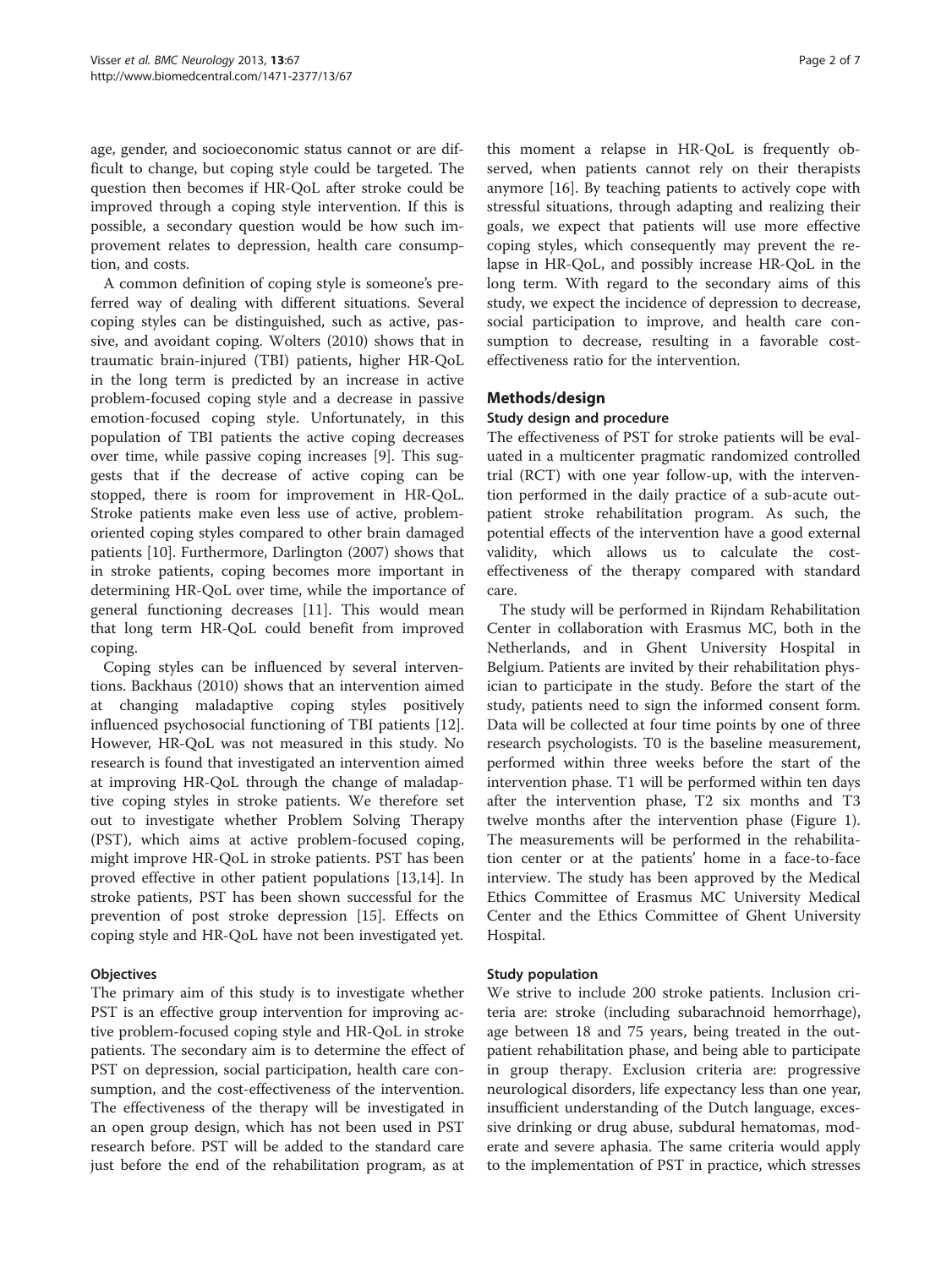age, gender, and socioeconomic status cannot or are difficult to change, but coping style could be targeted. The question then becomes if HR-QoL after stroke could be improved through a coping style intervention. If this is possible, a secondary question would be how such improvement relates to depression, health care consumption, and costs.

A common definition of coping style is someone's preferred way of dealing with different situations. Several coping styles can be distinguished, such as active, passive, and avoidant coping. Wolters (2010) shows that in traumatic brain-injured (TBI) patients, higher HR-QoL in the long term is predicted by an increase in active problem-focused coping style and a decrease in passive emotion-focused coping style. Unfortunately, in this population of TBI patients the active coping decreases over time, while passive coping increases [9]. This suggests that if the decrease of active coping can be stopped, there is room for improvement in HR-QoL. Stroke patients make even less use of active, problem-oriented coping styles compared to other brain damaged patients [10]. Furthermore, Darlington (2007) shows that in stroke patients, coping becomes more important in determining HR-QoL over time, while the importance of general functioning decreases [11]. This would mean that long term HR-QoL could benefit from improved coping.

Coping styles can be influenced by several interventions. Backhaus (2010) shows that an intervention aimed at changing maladaptive coping styles positively influenced psychosocial functioning of TBI patients [12]. However, HR-QoL was not measured in this study. No research is found that investigated an intervention aimed at improving HR-QoL through the change of maladaptive coping styles in stroke patients. We therefore set out to investigate whether Problem Solving Therapy (PST), which aims at active problem-focused coping, might improve HR-QoL in stroke patients. PST has been proved effective in other patient populations [13,14]. In stroke patients, PST has been shown successful for the prevention of post stroke depression [15]. Effects on coping style and HR-QoL have not been investigated yet.

### Objectives

The primary aim of this study is to investigate whether PST is an effective group intervention for improving active problem-focused coping style and HR-QoL in stroke patients. The secondary aim is to determine the effect of PST on depression, social participation, health care consumption, and the cost-effectiveness of the intervention. The effectiveness of the therapy will be investigated in an open group design, which has not been used in PST research before. PST will be added to the standard care just before the end of the rehabilitation program, as at this moment a relapse in HR-QoL is frequently observed, when patients cannot rely on their therapists anymore [16]. By teaching patients to actively cope with stressful situations, through adapting and realizing their goals, we expect that patients will use more effective coping styles, which consequently may prevent the relapse in HR-QoL, and possibly increase HR-QoL in the long term. With regard to the secondary aims of this study, we expect the incidence of depression to decrease, social participation to improve, and health care consumption to decrease, resulting in a favorable cost-effectiveness ratio for the intervention.

## Methods/design

### Study design and procedure

The effectiveness of PST for stroke patients will be evaluated in a multicenter pragmatic randomized controlled trial (RCT) with one year follow-up, with the intervention performed in the daily practice of a sub-acute outpatient stroke rehabilitation program. As such, the potential effects of the intervention have a good external validity, which allows us to calculate the cost-effectiveness of the therapy compared with standard care.

The study will be performed in Rijndam Rehabilitation Center in collaboration with Erasmus MC, both in the Netherlands, and in Ghent University Hospital in Belgium. Patients are invited by their rehabilitation physician to participate in the study. Before the start of the study, patients need to sign the informed consent form. Data will be collected at four time points by one of three research psychologists. T0 is the baseline measurement, performed within three weeks before the start of the intervention phase. T1 will be performed within ten days after the intervention phase, T2 six months and T3 twelve months after the intervention phase (Figure 1). The measurements will be performed in the rehabilitation center or at the patients' home in a face-to-face interview. The study has been approved by the Medical Ethics Committee of Erasmus MC University Medical Center and the Ethics Committee of Ghent University Hospital.

### Study population

We strive to include 200 stroke patients. Inclusion criteria are: stroke (including subarachnoid hemorrhage), age between 18 and 75 years, being treated in the outpatient rehabilitation phase, and being able to participate in group therapy. Exclusion criteria are: progressive neurological disorders, life expectancy less than one year, insufficient understanding of the Dutch language, excessive drinking or drug abuse, subdural hematomas, moderate and severe aphasia. The same criteria would apply to the implementation of PST in practice, which stresses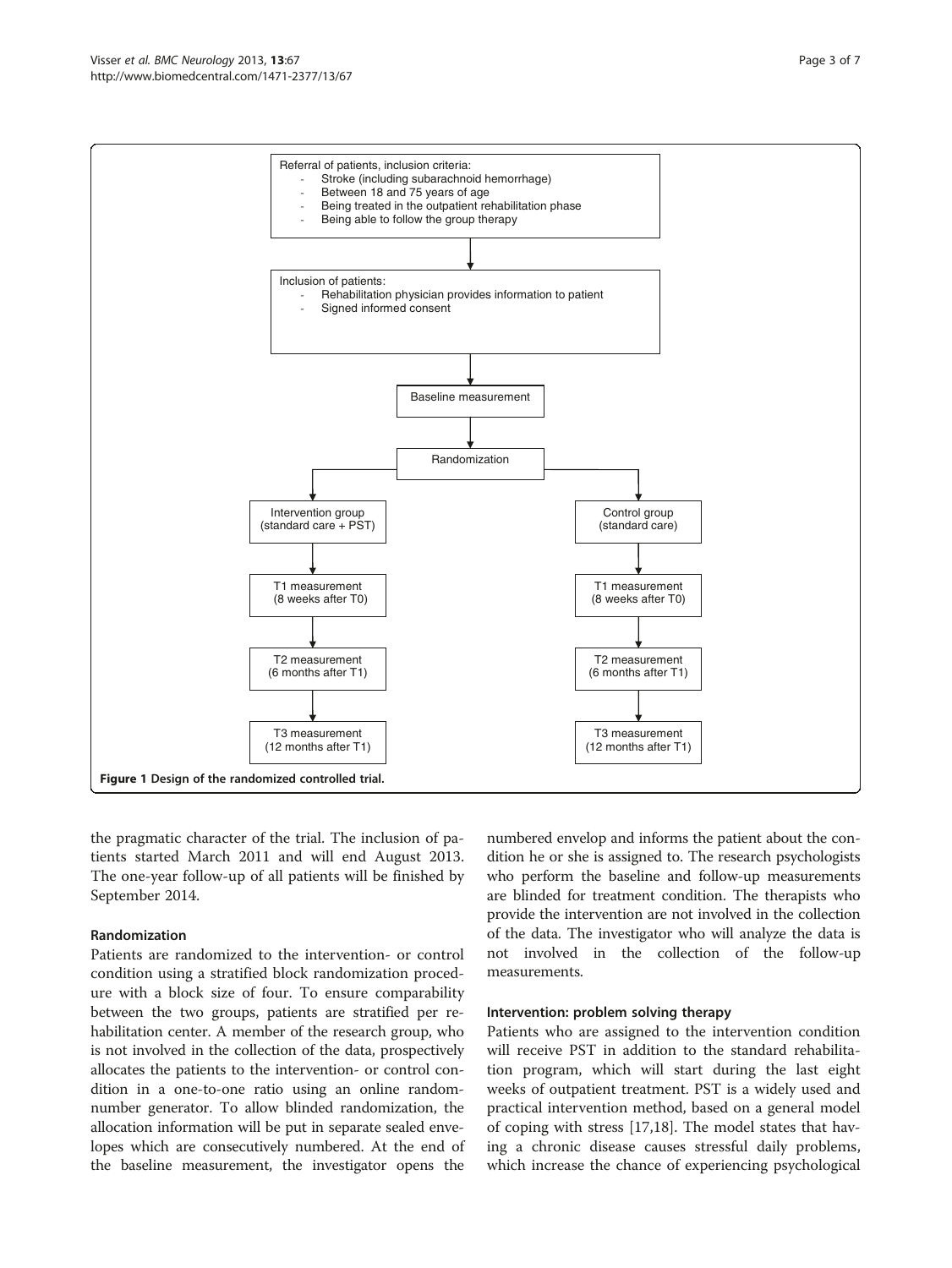Referral of patients, inclusion criteria:
- Stroke (including subarachnoid hemorrhage)
- Between 18 and 75 years of age
- Being treated in the outpatient rehabilitation phase
- Being able to follow the group therapy

↓

Inclusion of patients:
- Rehabilitation physician provides information to patient
- Signed informed consent

↓

Baseline measurement

↓

Randomization

| Intervention group (standard care + PST) | Control group (standard care) |
| --- | --- |
| T1 measurement (8 weeks after T0) | T1 measurement (8 weeks after T0) |
| T2 measurement (6 months after T1) | T2 measurement (6 months after T1) |
| T3 measurement (12 months after T1) | T3 measurement (12 months after T1) |

**Figure 1** Design of the randomized controlled trial.

the pragmatic character of the trial. The inclusion of patients started March 2011 and will end August 2013. The one-year follow-up of all patients will be finished by September 2014.

### Randomization

Patients are randomized to the intervention- or control condition using a stratified block randomization procedure with a block size of four. To ensure comparability between the two groups, patients are stratified per rehabilitation center. A member of the research group, who is not involved in the collection of the data, prospectively allocates the patients to the intervention- or control condition in a one-to-one ratio using an online random-number generator. To allow blinded randomization, the allocation information will be put in separate sealed envelopes which are consecutively numbered. At the end of the baseline measurement, the investigator opens the numbered envelop and informs the patient about the condition he or she is assigned to. The research psychologists who perform the baseline and follow-up measurements are blinded for treatment condition. The therapists who provide the intervention are not involved in the collection of the data. The investigator who will analyze the data is not involved in the collection of the follow-up measurements.

### Intervention: problem solving therapy

Patients who are assigned to the intervention condition will receive PST in addition to the standard rehabilitation program, which will start during the last eight weeks of outpatient treatment. PST is a widely used and practical intervention method, based on a general model of coping with stress [17,18]. The model states that having a chronic disease causes stressful daily problems, which increase the chance of experiencing psychological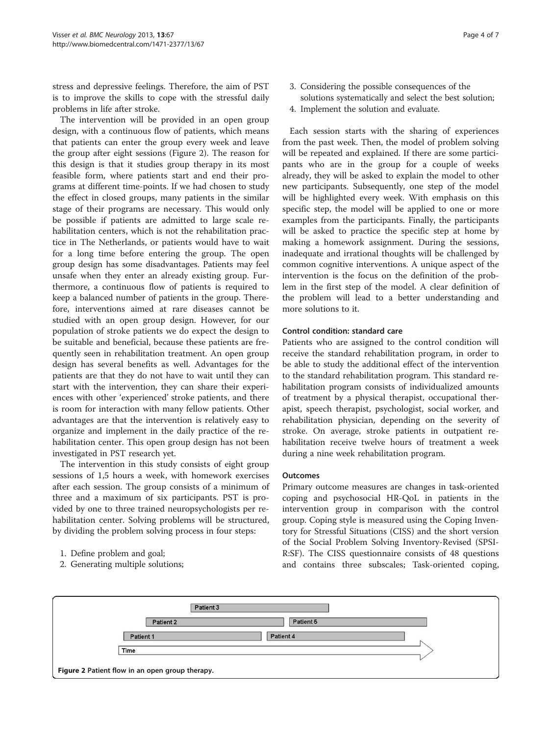stress and depressive feelings. Therefore, the aim of PST is to improve the skills to cope with the stressful daily problems in life after stroke.

The intervention will be provided in an open group design, with a continuous flow of patients, which means that patients can enter the group every week and leave the group after eight sessions (Figure 2). The reason for this design is that it studies group therapy in its most feasible form, where patients start and end their programs at different time-points. If we had chosen to study the effect in closed groups, many patients in the similar stage of their programs are necessary. This would only be possible if patients are admitted to large scale rehabilitation centers, which is not the rehabilitation practice in The Netherlands, or patients would have to wait for a long time before entering the group. The open group design has some disadvantages. Patients may feel unsafe when they enter an already existing group. Furthermore, a continuous flow of patients is required to keep a balanced number of patients in the group. Therefore, interventions aimed at rare diseases cannot be studied with an open group design. However, for our population of stroke patients we do expect the design to be suitable and beneficial, because these patients are frequently seen in rehabilitation treatment. An open group design has several benefits as well. Advantages for the patients are that they do not have to wait until they can start with the intervention, they can share their experiences with other 'experienced' stroke patients, and there is room for interaction with many fellow patients. Other advantages are that the intervention is relatively easy to organize and implement in the daily practice of the rehabilitation center. This open group design has not been investigated in PST research yet.

The intervention in this study consists of eight group sessions of 1,5 hours a week, with homework exercises after each session. The group consists of a minimum of three and a maximum of six participants. PST is provided by one to three trained neuropsychologists per rehabilitation center. Solving problems will be structured, by dividing the problem solving process in four steps:

1. Define problem and goal;
2. Generating multiple solutions;
3. Considering the possible consequences of the solutions systematically and select the best solution;
4. Implement the solution and evaluate.

Each session starts with the sharing of experiences from the past week. Then, the model of problem solving will be repeated and explained. If there are some participants who are in the group for a couple of weeks already, they will be asked to explain the model to other new participants. Subsequently, one step of the model will be highlighted every week. With emphasis on this specific step, the model will be applied to one or more examples from the participants. Finally, the participants will be asked to practice the specific step at home by making a homework assignment. During the sessions, inadequate and irrational thoughts will be challenged by common cognitive interventions. A unique aspect of the intervention is the focus on the definition of the problem in the first step of the model. A clear definition of the problem will lead to a better understanding and more solutions to it.

### Control condition: standard care

Patients who are assigned to the control condition will receive the standard rehabilitation program, in order to be able to study the additional effect of the intervention to the standard rehabilitation program. This standard rehabilitation program consists of individualized amounts of treatment by a physical therapist, occupational therapist, speech therapist, psychologist, social worker, and rehabilitation physician, depending on the severity of stroke. On average, stroke patients in outpatient rehabilitation receive twelve hours of treatment a week during a nine week rehabilitation program.

### Outcomes

Primary outcome measures are changes in task-oriented coping and psychosocial HR-QoL in patients in the intervention group in comparison with the control group. Coping style is measured using the Coping Inventory for Stressful Situations (CISS) and the short version of the Social Problem Solving Inventory-Revised (SPSI-R:SF). The CISS questionnaire consists of 48 questions and contains three subscales; Task-oriented coping,

Patient 3
Patient 2 Patient 5
Patient 1 Patient 4
Time

**Figure 2** Patient flow in an open group therapy.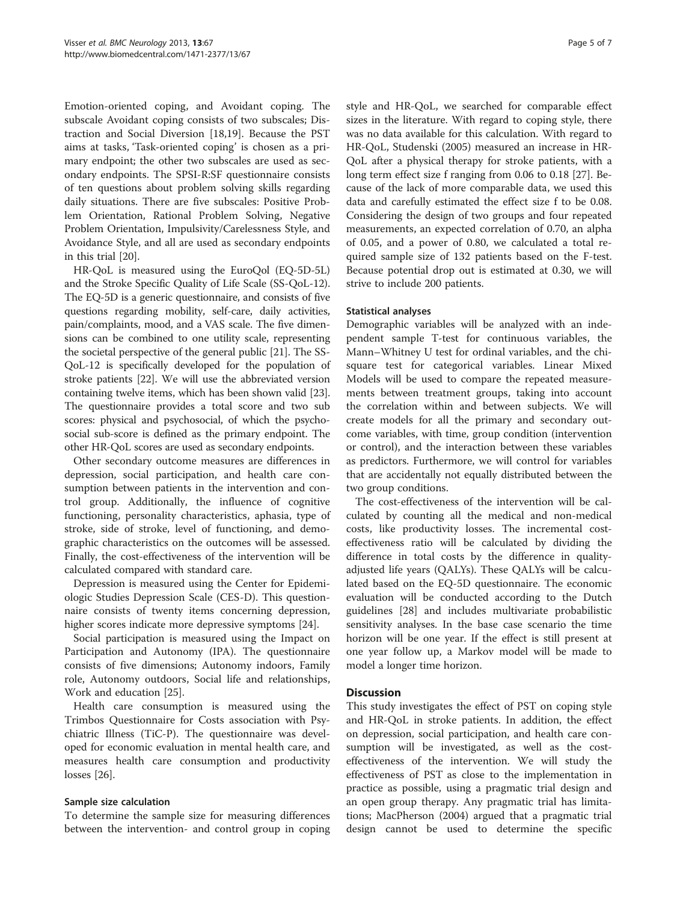Emotion-oriented coping, and Avoidant coping. The subscale Avoidant coping consists of two subscales; Distraction and Social Diversion [18,19]. Because the PST aims at tasks, 'Task-oriented coping' is chosen as a primary endpoint; the other two subscales are used as secondary endpoints. The SPSI-R:SF questionnaire consists of ten questions about problem solving skills regarding daily situations. There are five subscales: Positive Problem Orientation, Rational Problem Solving, Negative Problem Orientation, Impulsivity/Carelessness Style, and Avoidance Style, and all are used as secondary endpoints in this trial [20].

HR-QoL is measured using the EuroQol (EQ-5D-5L) and the Stroke Specific Quality of Life Scale (SS-QoL-12). The EQ-5D is a generic questionnaire, and consists of five questions regarding mobility, self-care, daily activities, pain/complaints, mood, and a VAS scale. The five dimensions can be combined to one utility scale, representing the societal perspective of the general public [21]. The SS-QoL-12 is specifically developed for the population of stroke patients [22]. We will use the abbreviated version containing twelve items, which has been shown valid [23]. The questionnaire provides a total score and two sub scores: physical and psychosocial, of which the psychosocial sub-score is defined as the primary endpoint. The other HR-QoL scores are used as secondary endpoints.

Other secondary outcome measures are differences in depression, social participation, and health care consumption between patients in the intervention and control group. Additionally, the influence of cognitive functioning, personality characteristics, aphasia, type of stroke, side of stroke, level of functioning, and demographic characteristics on the outcomes will be assessed. Finally, the cost-effectiveness of the intervention will be calculated compared with standard care.

Depression is measured using the Center for Epidemiologic Studies Depression Scale (CES-D). This questionnaire consists of twenty items concerning depression, higher scores indicate more depressive symptoms [24].

Social participation is measured using the Impact on Participation and Autonomy (IPA). The questionnaire consists of five dimensions; Autonomy indoors, Family role, Autonomy outdoors, Social life and relationships, Work and education [25].

Health care consumption is measured using the Trimbos Questionnaire for Costs association with Psychiatric Illness (TiC-P). The questionnaire was developed for economic evaluation in mental health care, and measures health care consumption and productivity losses [26].

### Sample size calculation

To determine the sample size for measuring differences between the intervention- and control group in coping style and HR-QoL, we searched for comparable effect sizes in the literature. With regard to coping style, there was no data available for this calculation. With regard to HR-QoL, Studenski (2005) measured an increase in HR-QoL after a physical therapy for stroke patients, with a long term effect size f ranging from 0.06 to 0.18 [27]. Because of the lack of more comparable data, we used this data and carefully estimated the effect size f to be 0.08. Considering the design of two groups and four repeated measurements, an expected correlation of 0.70, an alpha of 0.05, and a power of 0.80, we calculated a total required sample size of 132 patients based on the F-test. Because potential drop out is estimated at 0.30, we will strive to include 200 patients.

### Statistical analyses

Demographic variables will be analyzed with an independent sample T-test for continuous variables, the Mann–Whitney U test for ordinal variables, and the chi-square test for categorical variables. Linear Mixed Models will be used to compare the repeated measurements between treatment groups, taking into account the correlation within and between subjects. We will create models for all the primary and secondary outcome variables, with time, group condition (intervention or control), and the interaction between these variables as predictors. Furthermore, we will control for variables that are accidentally not equally distributed between the two group conditions.

The cost-effectiveness of the intervention will be calculated by counting all the medical and non-medical costs, like productivity losses. The incremental cost-effectiveness ratio will be calculated by dividing the difference in total costs by the difference in quality-adjusted life years (QALYs). These QALYs will be calculated based on the EQ-5D questionnaire. The economic evaluation will be conducted according to the Dutch guidelines [28] and includes multivariate probabilistic sensitivity analyses. In the base case scenario the time horizon will be one year. If the effect is still present at one year follow up, a Markov model will be made to model a longer time horizon.

## Discussion

This study investigates the effect of PST on coping style and HR-QoL in stroke patients. In addition, the effect on depression, social participation, and health care consumption will be investigated, as well as the cost-effectiveness of the intervention. We will study the effectiveness of PST as close to the implementation in practice as possible, using a pragmatic trial design and an open group therapy. Any pragmatic trial has limitations; MacPherson (2004) argued that a pragmatic trial design cannot be used to determine the specific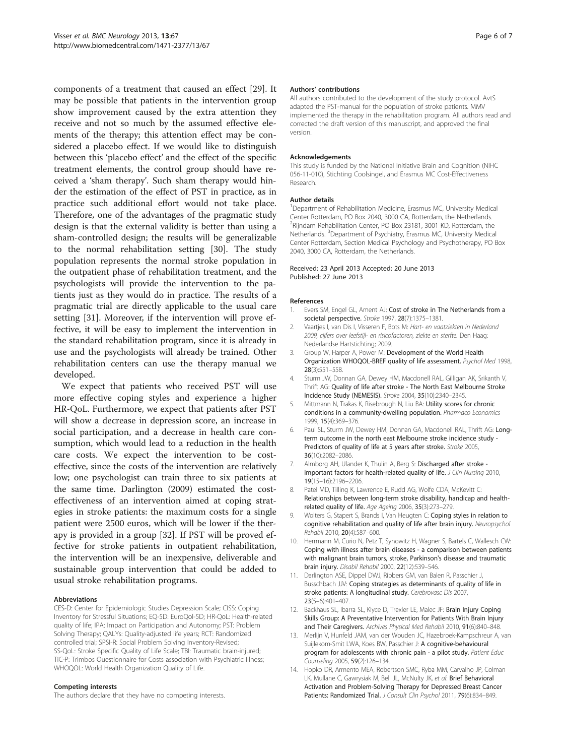components of a treatment that caused an effect [29]. It may be possible that patients in the intervention group show improvement caused by the extra attention they receive and not so much by the assumed effective elements of the therapy; this attention effect may be considered a placebo effect. If we would like to distinguish between this 'placebo effect' and the effect of the specific treatment elements, the control group should have received a 'sham therapy'. Such sham therapy would hinder the estimation of the effect of PST in practice, as in practice such additional effort would not take place. Therefore, one of the advantages of the pragmatic study design is that the external validity is better than using a sham-controlled design; the results will be generalizable to the normal rehabilitation setting [30]. The study population represents the normal stroke population in the outpatient phase of rehabilitation treatment, and the psychologists will provide the intervention to the patients just as they would do in practice. The results of a pragmatic trial are directly applicable to the usual care setting [31]. Moreover, if the intervention will prove effective, it will be easy to implement the intervention in the standard rehabilitation program, since it is already in use and the psychologists will already be trained. Other rehabilitation centers can use the therapy manual we developed.

We expect that patients who received PST will use more effective coping styles and experience a higher HR-QoL. Furthermore, we expect that patients after PST will show a decrease in depression score, an increase in social participation, and a decrease in health care consumption, which would lead to a reduction in the health care costs. We expect the intervention to be cost-effective, since the costs of the intervention are relatively low; one psychologist can train three to six patients at the same time. Darlington (2009) estimated the cost-effectiveness of an intervention aimed at coping strategies in stroke patients: the maximum costs for a single patient were 2500 euros, which will be lower if the therapy is provided in a group [32]. If PST will be proved effective for stroke patients in outpatient rehabilitation, the intervention will be an inexpensive, deliverable and sustainable group intervention that could be added to usual stroke rehabilitation programs.

#### Abbreviations

CES-D: Center for Epidemiologic Studies Depression Scale; CISS: Coping Inventory for Stressful Situations; EQ-5D: EuroQol-5D; HR-QoL: Health-related quality of life; IPA: Impact on Participation and Autonomy; PST: Problem Solving Therapy; QALYs: Quality-adjusted life years; RCT: Randomized controlled trial; SPSI-R: Social Problem Solving Inventory-Revised; SS-QoL: Stroke Specific Quality of Life Scale; TBI: Traumatic brain-injured; TiC-P: Trimbos Questionnaire for Costs association with Psychiatric Illness; WHOQOL: World Health Organization Quality of Life.

#### Competing interests

The authors declare that they have no competing interests.

#### Authors' contributions

All authors contributed to the development of the study protocol. AvtS adapted the PST-manual for the population of stroke patients. MMV implemented the therapy in the rehabilitation program. All authors read and corrected the draft version of this manuscript, and approved the final version.

#### Acknowledgements

This study is funded by the National Initiative Brain and Cognition (NIHC 056-11-010), Stichting Coolsingel, and Erasmus MC Cost-Effectiveness Research.

#### Author details

[1]Department of Rehabilitation Medicine, Erasmus MC, University Medical Center Rotterdam, PO Box 2040, 3000 CA, Rotterdam, the Netherlands. [2]Rijndam Rehabilitation Center, PO Box 23181, 3001 KD, Rotterdam, the Netherlands. [3]Department of Psychiatry, Erasmus MC, University Medical Center Rotterdam, Section Medical Psychology and Psychotherapy, PO Box 2040, 3000 CA, Rotterdam, the Netherlands.

Received: 23 April 2013 Accepted: 20 June 2013
Published: 27 June 2013

#### References

1. Evers SM, Engel GL, Ament AJ: **Cost of stroke in The Netherlands from a societal perspective.** *Stroke* 1997, **28**(7):1375–1381.
2. Vaartjes I, van Dis I, Visseren F, Bots M: *Hart- en vaatziekten in Nederland 2009, cijfers over leefstijl- en risicofactoren, ziekte en sterfte.* Den Haag: Nederlandse Hartstichting; 2009.
3. Group W, Harper A, Power M: **Development of the World Health Organization WHOQOL-BREF quality of life assessment.** *Psychol Med* 1998, **28**(3):551–558.
4. Sturm JW, Donnan GA, Dewey HM, Macdonell RAL, Gilligan AK, Srikanth V, Thrift AG: **Quality of life after stroke - The North East Melbourne Stroke Incidence Study (NEMESIS).** *Stroke* 2004, **35**(10):2340–2345.
5. Mittmann N, Trakas K, Risebrough N, Liu BA: **Utility scores for chronic conditions in a community-dwelling population.** *Pharmaco Economics* 1999, **15**(4):369–376.
6. Paul SL, Sturm JW, Dewey HM, Donnan GA, Macdonell RAL, Thrift AG: **Long-term outcome in the north east Melbourne stroke incidence study - Predictors of quality of life at 5 years after stroke.** *Stroke* 2005, **36**(10):2082–2086.
7. Almborg AH, Ulander K, Thulin A, Berg S: **Discharged after stroke - important factors for health-related quality of life.** *J Clin Nursing* 2010, **19**(15–16):2196–2206.
8. Patel MD, Tilling K, Lawrence E, Rudd AG, Wolfe CDA, McKevitt C: **Relationships between long-term stroke disability, handicap and health-related quality of life.** *Age Ageing* 2006, **35**(3):273–279.
9. Wolters G, Stapert S, Brands I, Van Heugten C: **Coping styles in relation to cognitive rehabilitation and quality of life after brain injury.** *Neuropsychol Rehabil* 2010, **20**(4):587–600.
10. Herrmann M, Curio N, Petz T, Synowitz H, Wagner S, Bartels C, Wallesch CW: **Coping with illness after brain diseases - a comparison between patients with malignant brain tumors, stroke, Parkinson's disease and traumatic brain injury.** *Disabil Rehabil* 2000, **22**(12):539–546.
11. Darlington ASE, Dippel DWJ, Ribbers GM, van Balen R, Passchier J, Busschbach JJV: **Coping strategies as determinants of quality of life in stroke patients: A longitudinal study.** *Cerebrovasc Dis* 2007, **23**(5–6):401–407.
12. Backhaus SL, Ibarra SL, Klyce D, Trexler LE, Malec JF: **Brain Injury Coping Skills Group: A Preventative Intervention for Patients With Brain Injury and Their Caregivers.** *Archives Physical Med Rehabil* 2010, **91**(6):840–848.
13. Merlijn V, Hunfeld JAM, van der Wouden JC, Hazebroek-Kampschreur A, van Suijlekom-Smit LWA, Koes BW, Passchier J: **A cognitive-behavioural program for adolescents with chronic pain - a pilot study.** *Patient Educ Counseling* 2005, **59**(2):126–134.
14. Hopko DR, Armento MEA, Robertson SMC, Ryba MM, Carvalho JP, Colman LK, Mullane C, Gawrysiak M, Bell JL, McNulty JK, *et al*: **Brief Behavioral Activation and Problem-Solving Therapy for Depressed Breast Cancer Patients: Randomized Trial.** *J Consult Clin Psychol* 2011, **79**(6):834–849.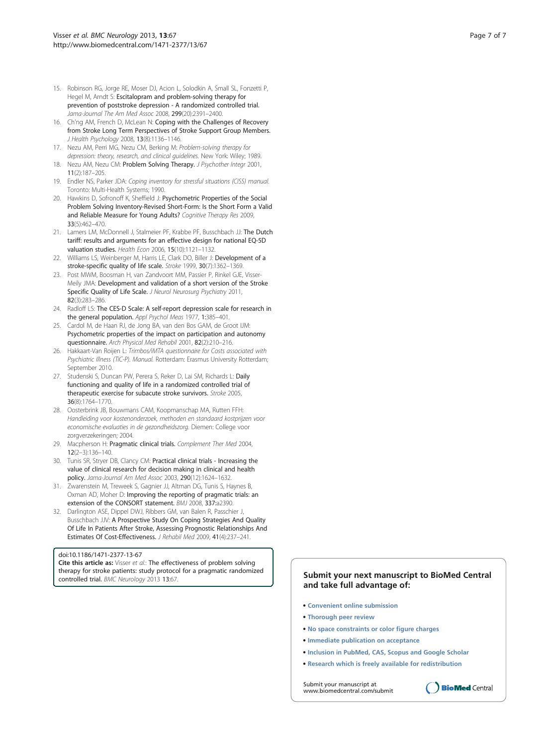15. Robinson RG, Jorge RE, Moser DJ, Acion L, Solodkin A, Small SL, Fonzetti P, Hegel M, Arndt S: **Escitalopram and problem-solving therapy for prevention of poststroke depression - A randomized controlled trial.** *Jama-Journal The Am Med Assoc* 2008, **299**(20):2391–2400.
16. Ch'ng AM, French D, McLean N: **Coping with the Challenges of Recovery from Stroke Long Term Perspectives of Stroke Support Group Members.** *J Health Psychology* 2008, **13**(8):1136–1146.
17. Nezu AM, Perri MG, Nezu CM, Berking M: *Problem-solving therapy for depression: theory, research, and clinical guidelines.* New York: Wiley; 1989.
18. Nezu AM, Nezu CM: **Problem Solving Therapy.** *J Psychother Integr* 2001, **11**(2):187–205.
19. Endler NS, Parker JDA: *Coping inventory for stressful situations (CISS) manual.* Toronto: Multi-Health Systems; 1990.
20. Hawkins D, Sofronoff K, Sheffield J: **Psychometric Properties of the Social Problem Solving Inventory-Revised Short-Form: Is the Short Form a Valid and Reliable Measure for Young Adults?** *Cognitive Therapy Res* 2009, **33**(5):462–470.
21. Lamers LM, McDonnell J, Stalmeier PF, Krabbe PF, Busschbach JJ: **The Dutch tariff: results and arguments for an effective design for national EQ-5D valuation studies.** *Health Econ* 2006, **15**(10):1121–1132.
22. Williams LS, Weinberger M, Harris LE, Clark DO, Biller J: **Development of a stroke-specific quality of life scale.** *Stroke* 1999, **30**(7):1362–1369.
23. Post MWM, Boosman H, van Zandvoort MM, Passier P, Rinkel GJE, Visser-Meily JMA: **Development and validation of a short version of the Stroke Specific Quality of Life Scale.** *J Neurol Neurosurg Psychiatry* 2011, **82**(3):283–286.
24. Radloff LS: **The CES-D Scale: A self-report depression scale for research in the general population.** *Appl Psychol Meas* 1977, **1**:385–401.
25. Cardol M, de Haan RJ, de Jong BA, van den Bos GAM, de Groot IJM: **Psychometric properties of the impact on participation and autonomy questionnaire.** *Arch Physical Med Rehabil* 2001, **82**(2):210–216.
26. Hakkaart-Van Roijen L: *Trimbos/iMTA questionnaire for Costs associated with Psychiatric Illness (TiC-P). Manual.* Rotterdam: Erasmus University Rotterdam; September 2010.
27. Studenski S, Duncan PW, Perera S, Reker D, Lai SM, Richards L: **Daily functioning and quality of life in a randomized controlled trial of therapeutic exercise for subacute stroke survivors.** *Stroke* 2005, **36**(8):1764–1770.
28. Oosterbrink JB, Bouwmans CAM, Koopmanschap MA, Rutten FFH: *Handleiding voor kostenonderzoek, methoden en standaard kostprijzen voor economische evaluaties in de gezondheidszorg.* Diemen: College voor zorgverzekeringen; 2004.
29. Macpherson H: **Pragmatic clinical trials.** *Complement Ther Med* 2004, **12**(2–3):136–140.
30. Tunis SR, Stryer DB, Clancy CM: **Practical clinical trials - Increasing the value of clinical research for decision making in clinical and health policy.** *Jama-Journal Am Med Assoc* 2003, **290**(12):1624–1632.
31. Zwarenstein M, Treweek S, Gagnier JJ, Altman DG, Tunis S, Haynes B, Oxman AD, Moher D: **Improving the reporting of pragmatic trials: an extension of the CONSORT statement.** *BMJ* 2008, **337**:a2390.
32. Darlington ASE, Dippel DWJ, Ribbers GM, van Balen R, Passchier J, Busschbach JJV: **A Prospective Study On Coping Strategies And Quality Of Life In Patients After Stroke, Assessing Prognostic Relationships And Estimates Of Cost-Effectiveness.** *J Rehabil Med* 2009, **41**(4):237–241.

doi:10.1186/1471-2377-13-67
**Cite this article as:** Visser *et al.*: The effectiveness of problem solving therapy for stroke patients: study protocol for a pragmatic randomized controlled trial. *BMC Neurology* 2013 **13**:67.

**Submit your next manuscript to BioMed Central and take full advantage of:**

- **Convenient online submission**
- **Thorough peer review**
- **No space constraints or color figure charges**
- **Immediate publication on acceptance**
- **Inclusion in PubMed, CAS, Scopus and Google Scholar**
- **Research which is freely available for redistribution**

Submit your manuscript at
www.biomedcentral.com/submit

BioMed Central